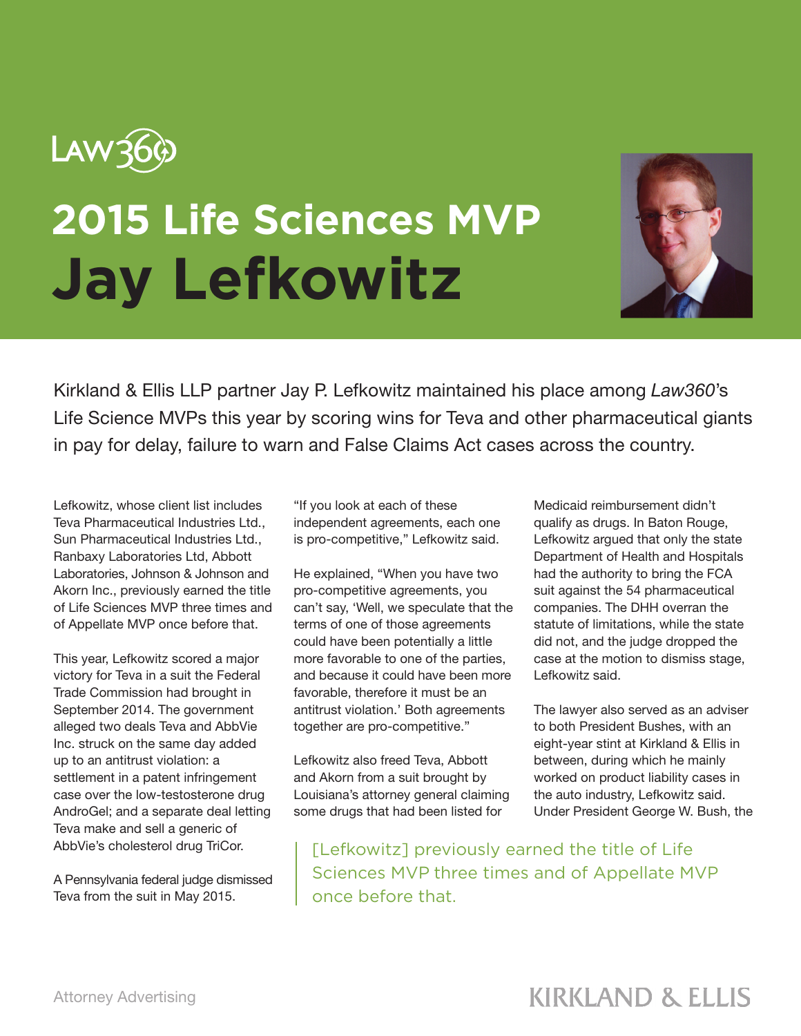Law360

# 2015 Life Sciences MVP

# Jay Lefkowitz

Kirkland & Ellis LLP partner Jay P. Lefkowitz maintained his place among *Law360*'s Life Science MVPs this year by scoring wins for Teva and other pharmaceutical giants in pay for delay, failure to warn and False Claims Act cases across the country.

Lefkowitz, whose client list includes Teva Pharmaceutical Industries Ltd., Sun Pharmaceutical Industries Ltd., Ranbaxy Laboratories Ltd, Abbott Laboratories, Johnson & Johnson and Akorn Inc., previously earned the title of Life Sciences MVP three times and of Appellate MVP once before that.

This year, Lefkowitz scored a major victory for Teva in a suit the Federal Trade Commission had brought in September 2014. The government alleged two deals Teva and AbbVie Inc. struck on the same day added up to an antitrust violation: a settlement in a patent infringement case over the low-testosterone drug AndroGel; and a separate deal letting Teva make and sell a generic of AbbVie's cholesterol drug TriCor.

A Pennsylvania federal judge dismissed Teva from the suit in May 2015.

"If you look at each of these independent agreements, each one is pro-competitive," Lefkowitz said.

He explained, "When you have two pro-competitive agreements, you can't say, 'Well, we speculate that the terms of one of those agreements could have been potentially a little more favorable to one of the parties, and because it could have been more favorable, therefore it must be an antitrust violation.' Both agreements together are pro-competitive."

Lefkowitz also freed Teva, Abbott and Akorn from a suit brought by Louisiana's attorney general claiming some drugs that had been listed for Medicaid reimbursement didn't qualify as drugs. In Baton Rouge, Lefkowitz argued that only the state Department of Health and Hospitals had the authority to bring the FCA suit against the 54 pharmaceutical companies. The DHH overran the statute of limitations, while the state did not, and the judge dropped the case at the motion to dismiss stage, Lefkowitz said.

The lawyer also served as an adviser to both President Bushes, with an eight-year stint at Kirkland & Ellis in between, during which he mainly worked on product liability cases in the auto industry, Lefkowitz said. Under President George W. Bush, the

> [Lefkowitz] previously earned the title of Life Sciences MVP three times and of Appellate MVP once before that.

Attorney Advertising

KIRKLAND & ELLIS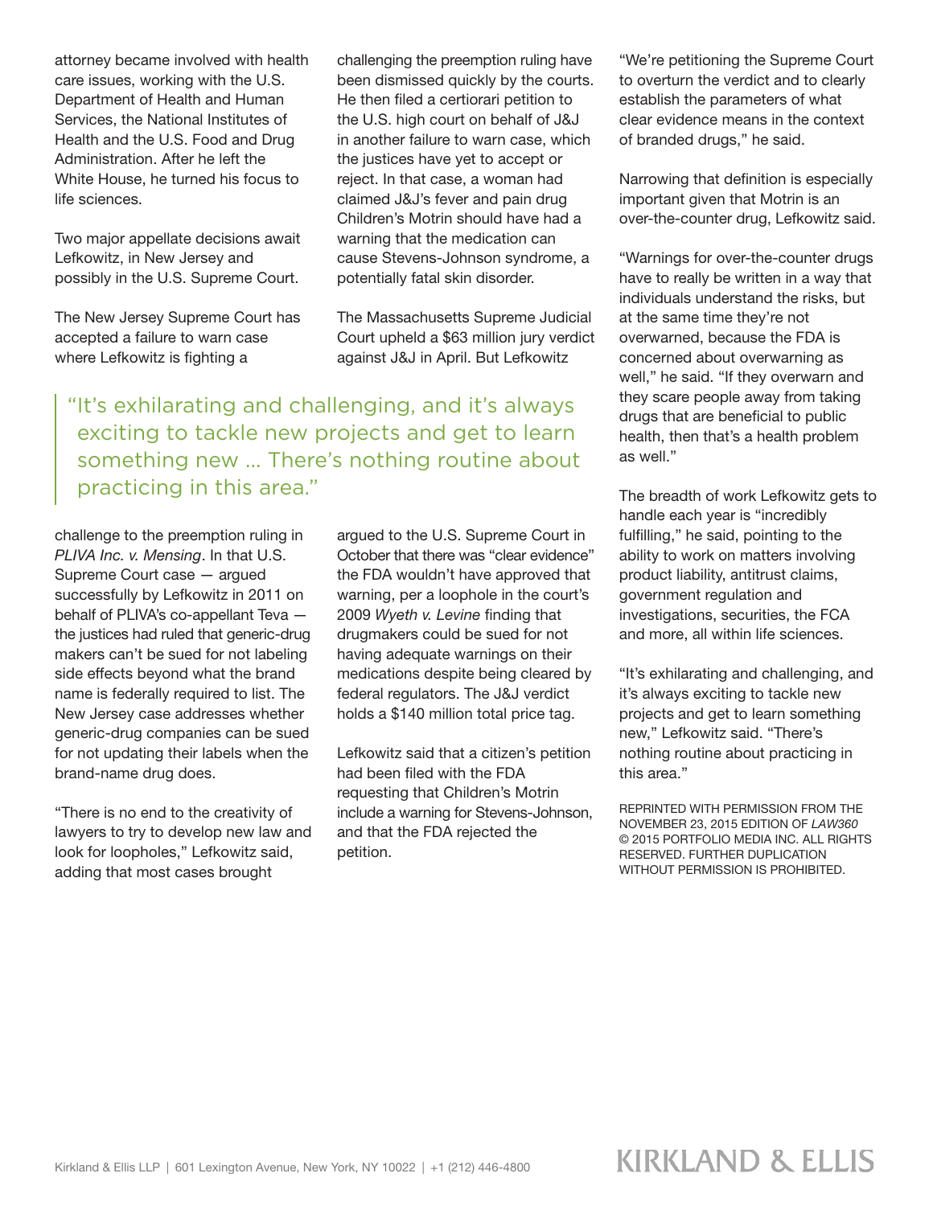attorney became involved with health care issues, working with the U.S. Department of Health and Human Services, the National Institutes of Health and the U.S. Food and Drug Administration. After he left the White House, he turned his focus to life sciences.

Two major appellate decisions await Lefkowitz, in New Jersey and possibly in the U.S. Supreme Court.

The New Jersey Supreme Court has accepted a failure to warn case where Lefkowitz is fighting a challenge to the preemption ruling in *PLIVA Inc. v. Mensing*. In that U.S. Supreme Court case — argued successfully by Lefkowitz in 2011 on behalf of PLIVA's co-appellant Teva — the justices had ruled that generic-drug makers can't be sued for not labeling side effects beyond what the brand name is federally required to list. The New Jersey case addresses whether generic-drug companies can be sued for not updating their labels when the brand-name drug does.

"There is no end to the creativity of lawyers to try to develop new law and look for loopholes," Lefkowitz said, adding that most cases brought challenging the preemption ruling have been dismissed quickly by the courts. He then filed a certiorari petition to the U.S. high court on behalf of J&J in another failure to warn case, which the justices have yet to accept or reject. In that case, a woman had claimed J&J's fever and pain drug Children's Motrin should have had a warning that the medication can cause Stevens-Johnson syndrome, a potentially fatal skin disorder.

The Massachusetts Supreme Judicial Court upheld a $63 million jury verdict against J&J in April. But Lefkowitz argued to the U.S. Supreme Court in October that there was "clear evidence" the FDA wouldn't have approved that warning, per a loophole in the court's 2009 *Wyeth v. Levine* finding that drugmakers could be sued for not having adequate warnings on their medications despite being cleared by federal regulators. The J&J verdict holds a $140 million total price tag.

Lefkowitz said that a citizen's petition had been filed with the FDA requesting that Children's Motrin include a warning for Stevens-Johnson, and that the FDA rejected the petition.

> "It's exhilarating and challenging, and it's always exciting to tackle new projects and get to learn something new … There's nothing routine about practicing in this area."

"We're petitioning the Supreme Court to overturn the verdict and to clearly establish the parameters of what clear evidence means in the context of branded drugs," he said.

Narrowing that definition is especially important given that Motrin is an over-the-counter drug, Lefkowitz said.

"Warnings for over-the-counter drugs have to really be written in a way that individuals understand the risks, but at the same time they're not overwarned, because the FDA is concerned about overwarning as well," he said. "If they overwarn and they scare people away from taking drugs that are beneficial to public health, then that's a health problem as well."

The breadth of work Lefkowitz gets to handle each year is "incredibly fulfilling," he said, pointing to the ability to work on matters involving product liability, antitrust claims, government regulation and investigations, securities, the FCA and more, all within life sciences.

"It's exhilarating and challenging, and it's always exciting to tackle new projects and get to learn something new," Lefkowitz said. "There's nothing routine about practicing in this area."

REPRINTED WITH PERMISSION FROM THE NOVEMBER 23, 2015 EDITION OF *LAW360* © 2015 PORTFOLIO MEDIA INC. ALL RIGHTS RESERVED. FURTHER DUPLICATION WITHOUT PERMISSION IS PROHIBITED.

Kirkland & Ellis LLP | 601 Lexington Avenue, New York, NY 10022 | +1 (212) 446-4800

KIRKLAND & ELLIS